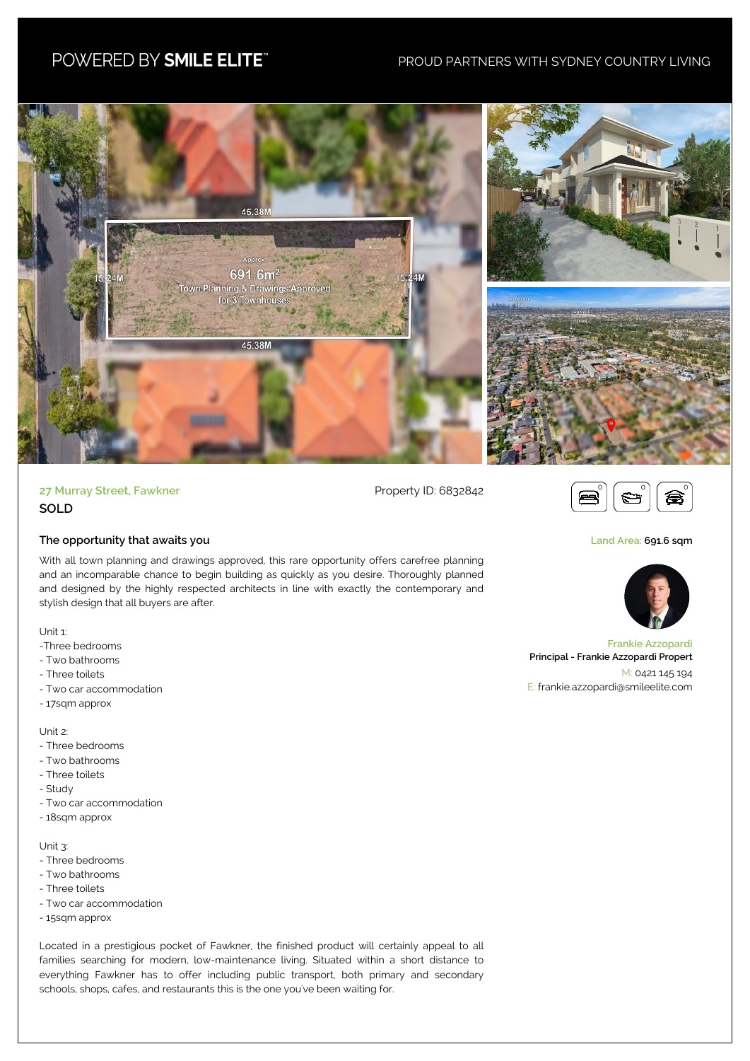POWERED BY **SMILE ELITE**™

PROUD PARTNERS WITH SYDNEY COUNTRY LIVING

27 Murray Street, Fawkner

**SOLD**

Property ID: 6832842

0 0 0

Land Area: 691.6 sqm

Frankie Azzopardi
Principal - Frankie Azzopardi Propert
M: 0421 145 194
E: frankie.azzopardi@smileelite.com

## The opportunity that awaits you

With all town planning and drawings approved, this rare opportunity offers carefree planning and an incomparable chance to begin building as quickly as you desire. Thoroughly planned and designed by the highly respected architects in line with exactly the contemporary and stylish design that all buyers are after.

Unit 1:
-Three bedrooms
- Two bathrooms
- Three toilets
- Two car accommodation
- 17sqm approx

Unit 2:
- Three bedrooms
- Two bathrooms
- Three toilets
- Study
- Two car accommodation
- 18sqm approx

Unit 3:
- Three bedrooms
- Two bathrooms
- Three toilets
- Two car accommodation
- 15sqm approx

Located in a prestigious pocket of Fawkner, the finished product will certainly appeal to all families searching for modern, low-maintenance living. Situated within a short distance to everything Fawkner has to offer including public transport, both primary and secondary schools, shops, cafes, and restaurants this is the one you've been waiting for.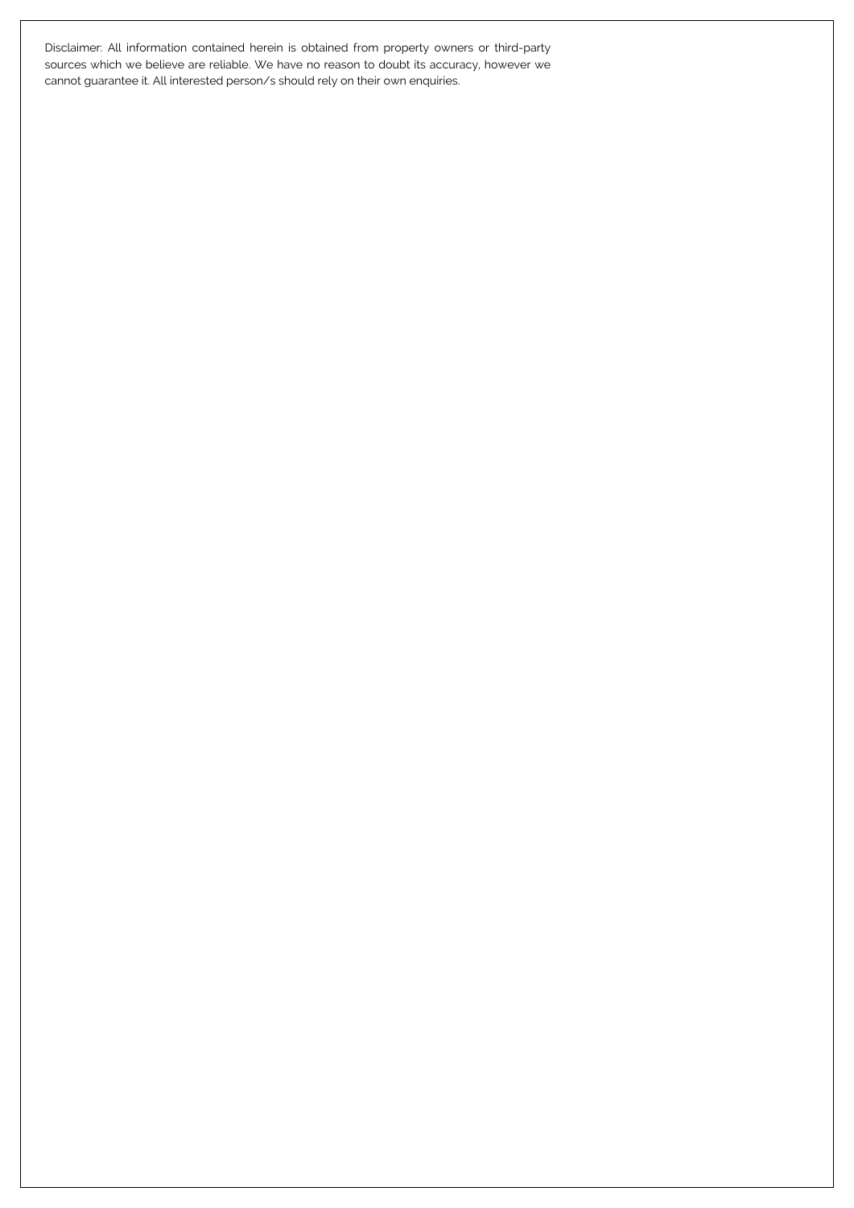Disclaimer: All information contained herein is obtained from property owners or third-party sources which we believe are reliable. We have no reason to doubt its accuracy, however we cannot guarantee it. All interested person/s should rely on their own enquiries.